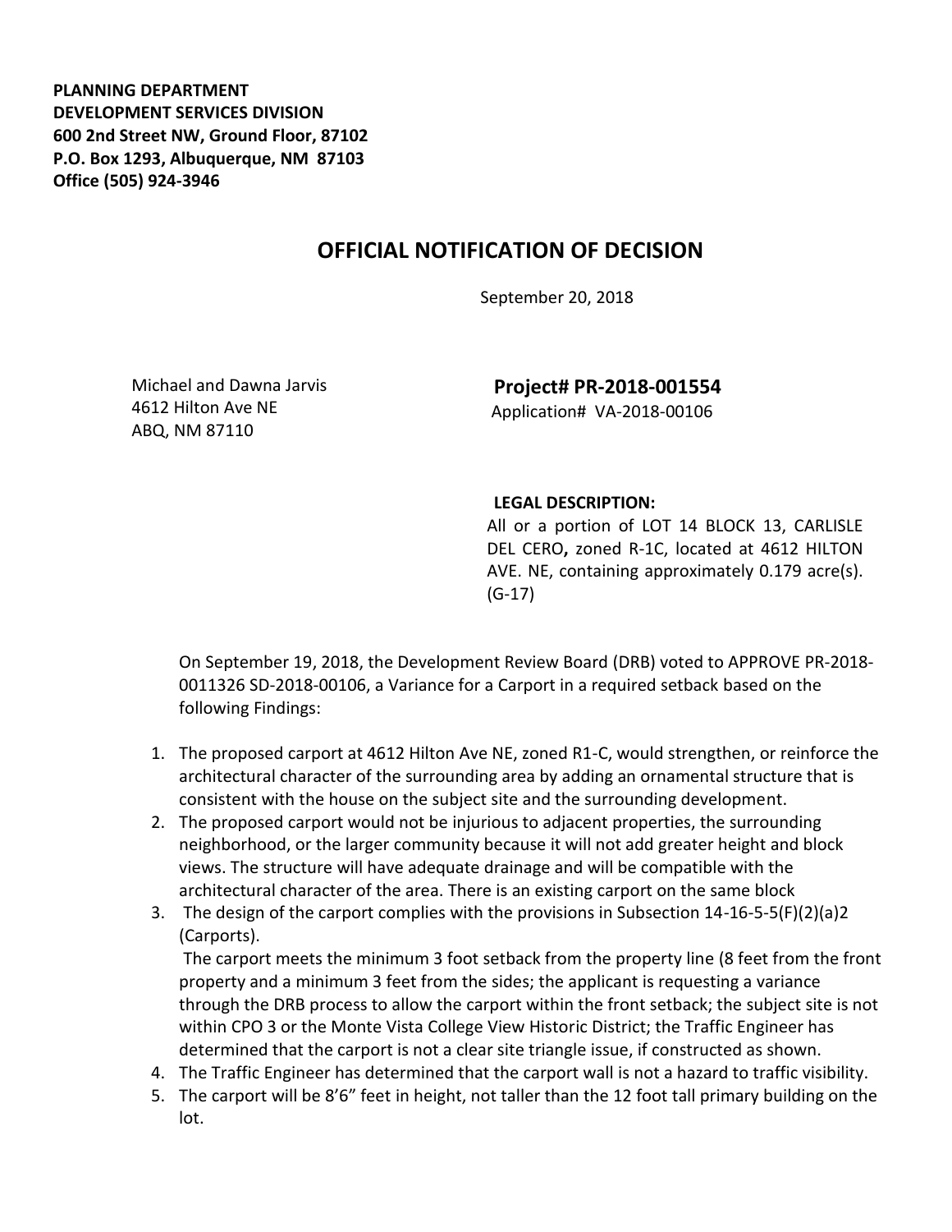**PLANNING DEPARTMENT**
**DEVELOPMENT SERVICES DIVISION**
**600 2nd Street NW, Ground Floor, 87102**
**P.O. Box 1293, Albuquerque, NM 87103**
**Office (505) 924-3946**

# OFFICIAL NOTIFICATION OF DECISION

September 20, 2018

Michael and Dawna Jarvis
4612 Hilton Ave NE
ABQ, NM 87110

**Project# PR-2018-001554**
Application# VA-2018-00106

**LEGAL DESCRIPTION:**
All or a portion of LOT 14 BLOCK 13, CARLISLE DEL CERO**,** zoned R-1C, located at 4612 HILTON AVE. NE, containing approximately 0.179 acre(s). (G-17)

On September 19, 2018, the Development Review Board (DRB) voted to APPROVE PR-2018-0011326 SD-2018-00106, a Variance for a Carport in a required setback based on the following Findings:

1. The proposed carport at 4612 Hilton Ave NE, zoned R1-C, would strengthen, or reinforce the architectural character of the surrounding area by adding an ornamental structure that is consistent with the house on the subject site and the surrounding development.
2. The proposed carport would not be injurious to adjacent properties, the surrounding neighborhood, or the larger community because it will not add greater height and block views. The structure will have adequate drainage and will be compatible with the architectural character of the area. There is an existing carport on the same block
3. The design of the carport complies with the provisions in Subsection 14-16-5-5(F)(2)(a)2 (Carports).
   The carport meets the minimum 3 foot setback from the property line (8 feet from the front property and a minimum 3 feet from the sides; the applicant is requesting a variance through the DRB process to allow the carport within the front setback; the subject site is not within CPO 3 or the Monte Vista College View Historic District; the Traffic Engineer has determined that the carport is not a clear site triangle issue, if constructed as shown.
4. The Traffic Engineer has determined that the carport wall is not a hazard to traffic visibility.
5. The carport will be 8'6" feet in height, not taller than the 12 foot tall primary building on the lot.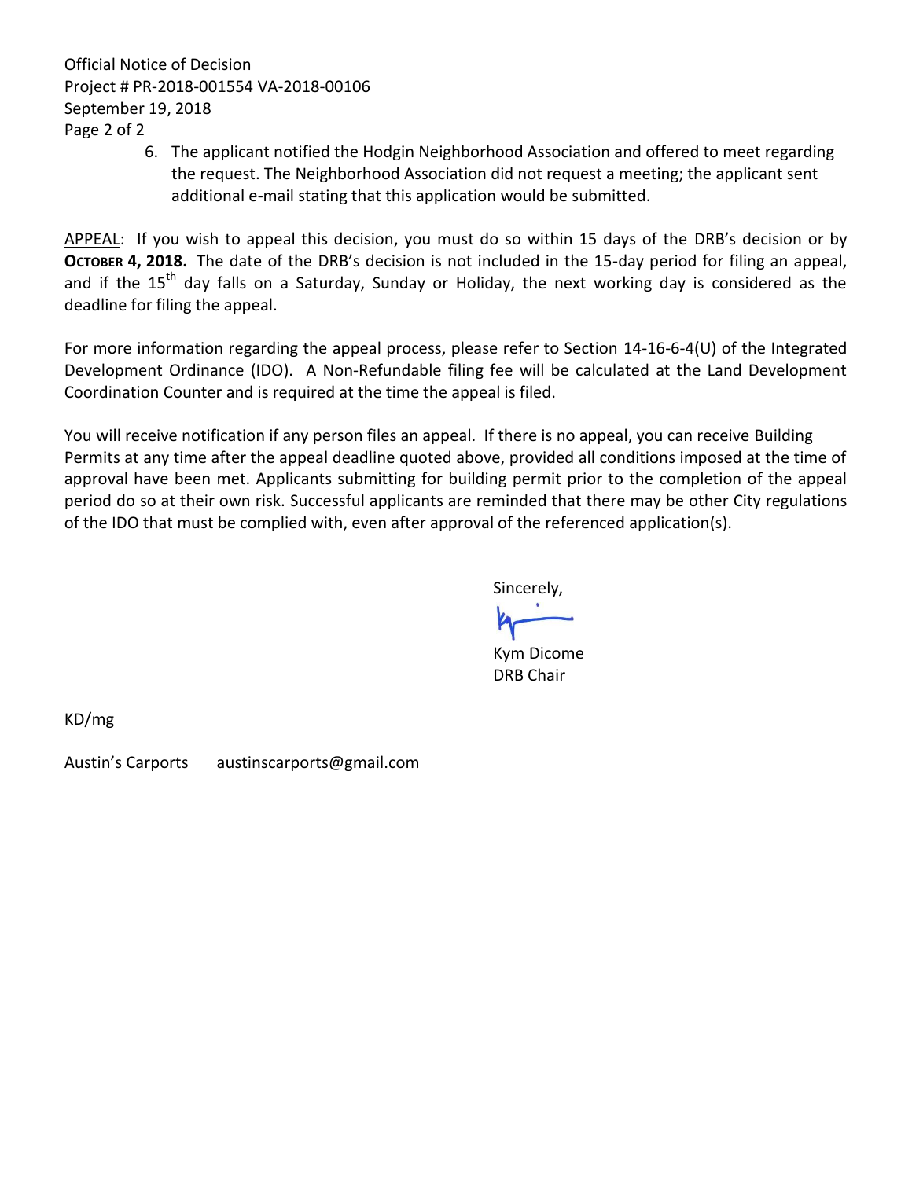6. The applicant notified the Hodgin Neighborhood Association and offered to meet regarding the request. The Neighborhood Association did not request a meeting; the applicant sent additional e-mail stating that this application would be submitted.

APPEAL: If you wish to appeal this decision, you must do so within 15 days of the DRB's decision or by **OCTOBER 4, 2018.** The date of the DRB's decision is not included in the 15-day period for filing an appeal, and if the 15th day falls on a Saturday, Sunday or Holiday, the next working day is considered as the deadline for filing the appeal.

For more information regarding the appeal process, please refer to Section 14-16-6-4(U) of the Integrated Development Ordinance (IDO). A Non-Refundable filing fee will be calculated at the Land Development Coordination Counter and is required at the time the appeal is filed.

You will receive notification if any person files an appeal. If there is no appeal, you can receive Building Permits at any time after the appeal deadline quoted above, provided all conditions imposed at the time of approval have been met. Applicants submitting for building permit prior to the completion of the appeal period do so at their own risk. Successful applicants are reminded that there may be other City regulations of the IDO that must be complied with, even after approval of the referenced application(s).

Sincerely,

Kym Dicome
DRB Chair

KD/mg

Austin's Carports austinscarports@gmail.com